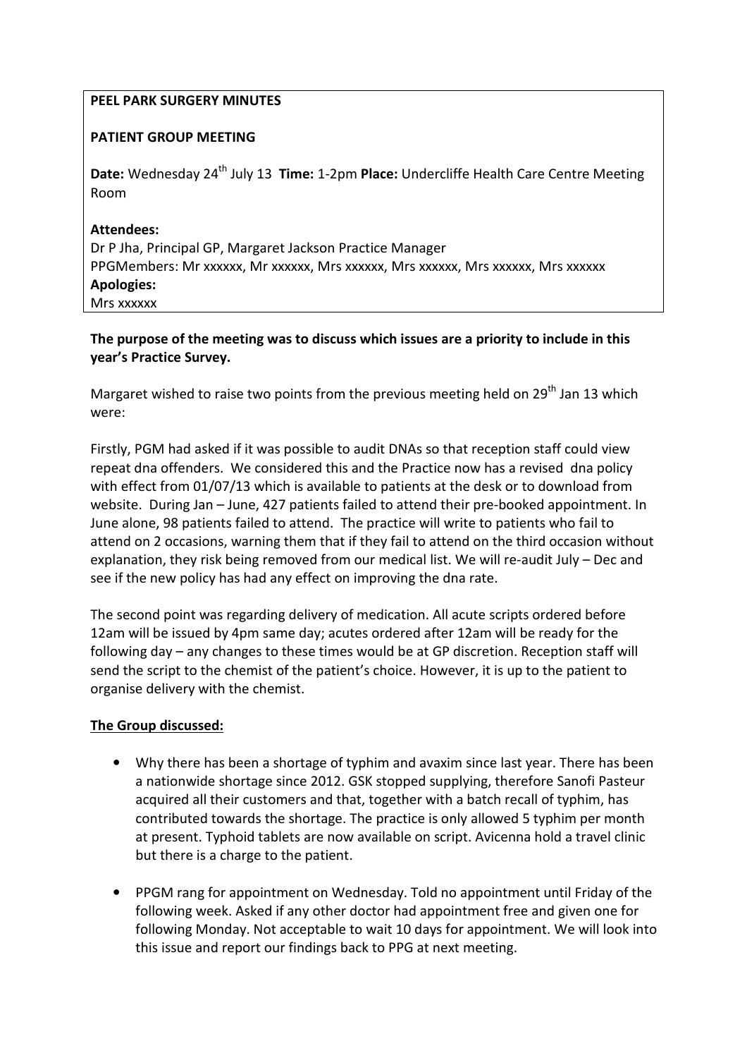**PEEL PARK SURGERY MINUTES**

**PATIENT GROUP MEETING**

**Date:** Wednesday 24th July 13 **Time:** 1-2pm **Place:** Undercliffe Health Care Centre Meeting Room

**Attendees:**
Dr P Jha, Principal GP, Margaret Jackson Practice Manager
PPGMembers: Mr xxxxxx, Mr xxxxxx, Mrs xxxxxx, Mrs xxxxxx, Mrs xxxxxx, Mrs xxxxxx
**Apologies:**
Mrs xxxxxx

**The purpose of the meeting was to discuss which issues are a priority to include in this year's Practice Survey.**

Margaret wished to raise two points from the previous meeting held on 29th Jan 13 which were:

Firstly, PGM had asked if it was possible to audit DNAs so that reception staff could view repeat dna offenders. We considered this and the Practice now has a revised dna policy with effect from 01/07/13 which is available to patients at the desk or to download from website. During Jan – June, 427 patients failed to attend their pre-booked appointment. In June alone, 98 patients failed to attend. The practice will write to patients who fail to attend on 2 occasions, warning them that if they fail to attend on the third occasion without explanation, they risk being removed from our medical list. We will re-audit July – Dec and see if the new policy has had any effect on improving the dna rate.

The second point was regarding delivery of medication. All acute scripts ordered before 12am will be issued by 4pm same day; acutes ordered after 12am will be ready for the following day – any changes to these times would be at GP discretion. Reception staff will send the script to the chemist of the patient's choice. However, it is up to the patient to organise delivery with the chemist.

**The Group discussed:**

- Why there has been a shortage of typhim and avaxim since last year. There has been a nationwide shortage since 2012. GSK stopped supplying, therefore Sanofi Pasteur acquired all their customers and that, together with a batch recall of typhim, has contributed towards the shortage. The practice is only allowed 5 typhim per month at present. Typhoid tablets are now available on script. Avicenna hold a travel clinic but there is a charge to the patient.

- PPGM rang for appointment on Wednesday. Told no appointment until Friday of the following week. Asked if any other doctor had appointment free and given one for following Monday. Not acceptable to wait 10 days for appointment. We will look into this issue and report our findings back to PPG at next meeting.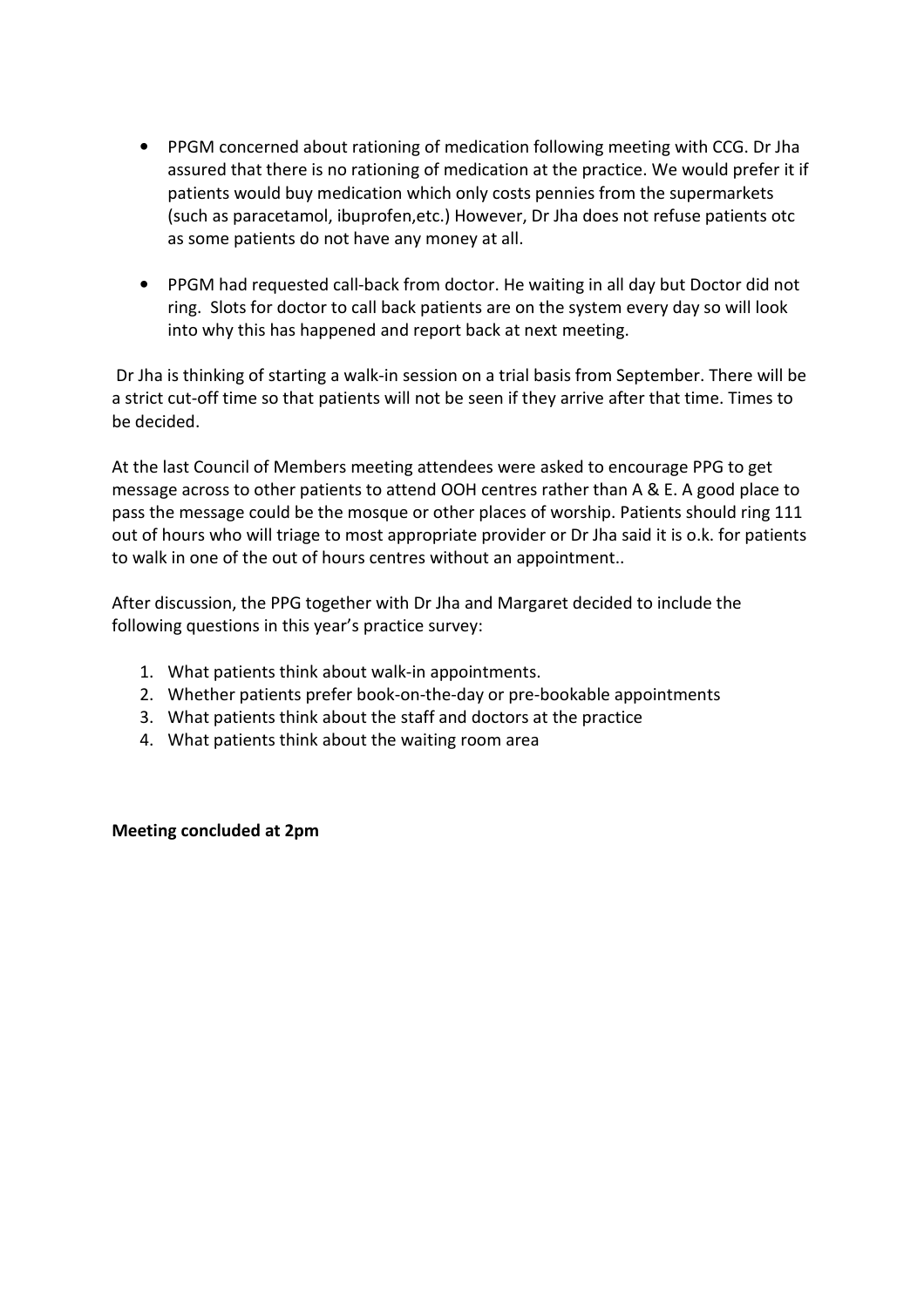- PPGM concerned about rationing of medication following meeting with CCG. Dr Jha assured that there is no rationing of medication at the practice. We would prefer it if patients would buy medication which only costs pennies from the supermarkets (such as paracetamol, ibuprofen,etc.) However, Dr Jha does not refuse patients otc as some patients do not have any money at all.

- PPGM had requested call-back from doctor. He waiting in all day but Doctor did not ring. Slots for doctor to call back patients are on the system every day so will look into why this has happened and report back at next meeting.

Dr Jha is thinking of starting a walk-in session on a trial basis from September. There will be a strict cut-off time so that patients will not be seen if they arrive after that time. Times to be decided.

At the last Council of Members meeting attendees were asked to encourage PPG to get message across to other patients to attend OOH centres rather than A & E. A good place to pass the message could be the mosque or other places of worship. Patients should ring 111 out of hours who will triage to most appropriate provider or Dr Jha said it is o.k. for patients to walk in one of the out of hours centres without an appointment..

After discussion, the PPG together with Dr Jha and Margaret decided to include the following questions in this year's practice survey:

1. What patients think about walk-in appointments.
2. Whether patients prefer book-on-the-day or pre-bookable appointments
3. What patients think about the staff and doctors at the practice
4. What patients think about the waiting room area

**Meeting concluded at 2pm**